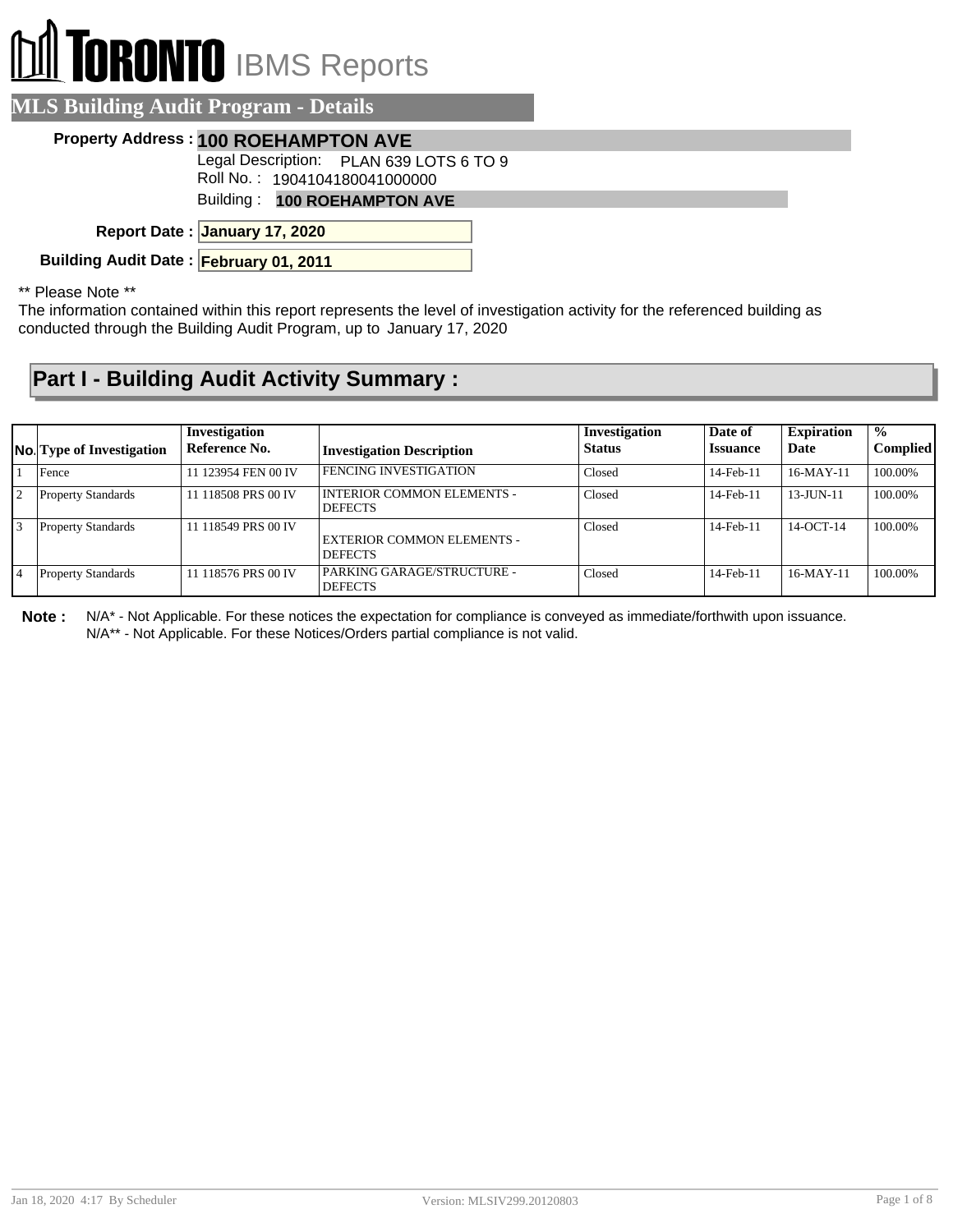# TORONTO IBMS Reports

## MLS Building Audit Program - Details

**Property Address :** **100 ROEHAMPTON AVE**

Legal Description: PLAN 639 LOTS 6 TO 9

Roll No. : 1904104180041000000

Building : **100 ROEHAMPTON AVE**

**Report Date :** **January 17, 2020**

**Building Audit Date :** **February 01, 2011**

** Please Note **

The information contained within this report represents the level of investigation activity for the referenced building as conducted through the Building Audit Program, up to January 17, 2020

## Part I - Building Audit Activity Summary :

| No. | Type of Investigation | Investigation Reference No. | Investigation Description | Investigation Status | Date of Issuance | Expiration Date | % Complied |
|---|---|---|---|---|---|---|---|
| 1 | Fence | 11 123954 FEN 00 IV | FENCING INVESTIGATION | Closed | 14-Feb-11 | 16-MAY-11 | 100.00% |
| 2 | Property Standards | 11 118508 PRS 00 IV | INTERIOR COMMON ELEMENTS - DEFECTS | Closed | 14-Feb-11 | 13-JUN-11 | 100.00% |
| 3 | Property Standards | 11 118549 PRS 00 IV | EXTERIOR COMMON ELEMENTS - DEFECTS | Closed | 14-Feb-11 | 14-OCT-14 | 100.00% |
| 4 | Property Standards | 11 118576 PRS 00 IV | PARKING GARAGE/STRUCTURE - DEFECTS | Closed | 14-Feb-11 | 16-MAY-11 | 100.00% |

**Note :** N/A* - Not Applicable. For these notices the expectation for compliance is conveyed as immediate/forthwith upon issuance.
N/A** - Not Applicable. For these Notices/Orders partial compliance is not valid.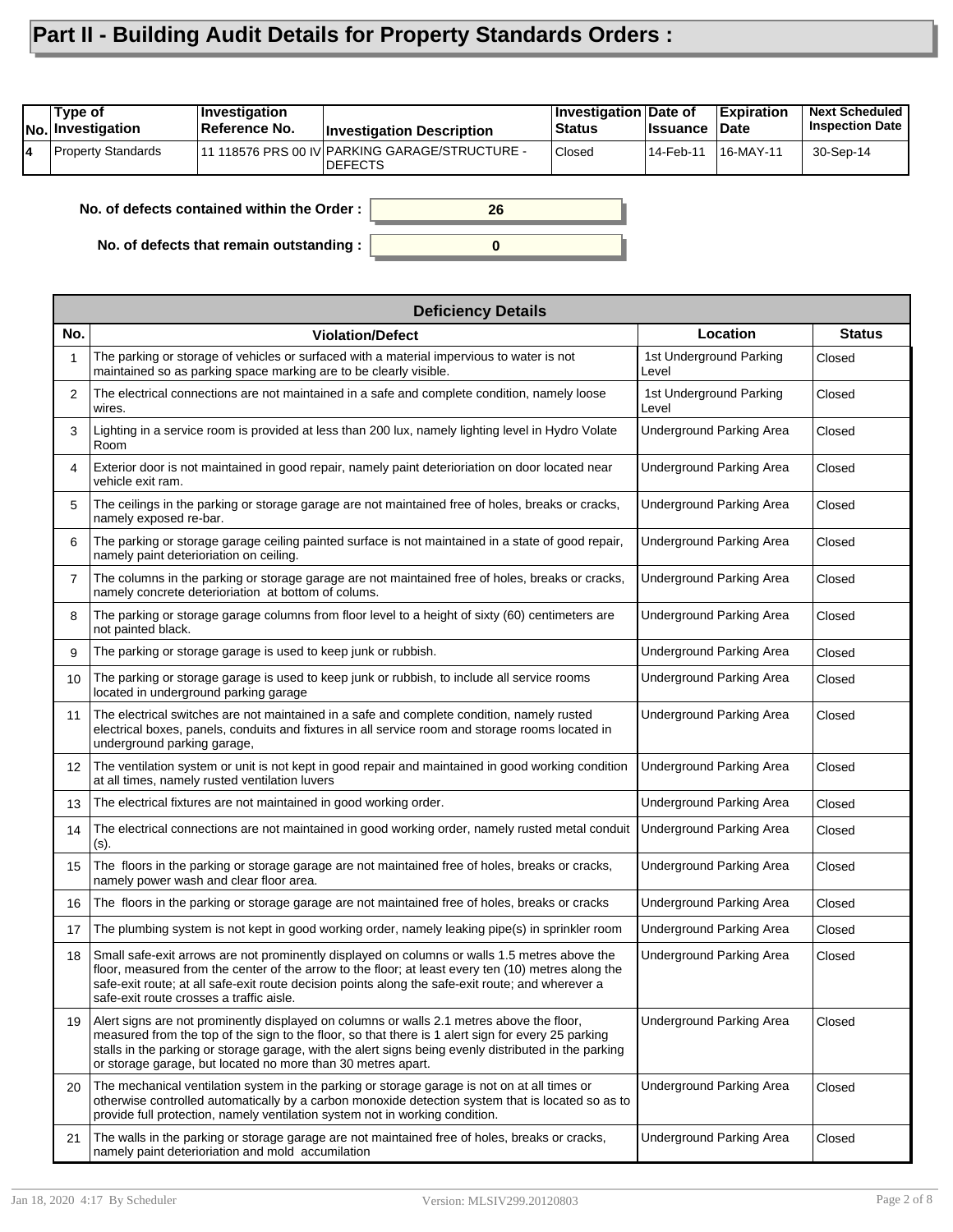# Part II - Building Audit Details for Property Standards Orders :

| No. | Type of Investigation | Investigation Reference No. | Investigation Description | Investigation Status | Date of Issuance | Expiration Date | Next Scheduled Inspection Date |
|---|---|---|---|---|---|---|---|
| 4 | Property Standards | 11 118576 PRS 00 IV | PARKING GARAGE/STRUCTURE - DEFECTS | Closed | 14-Feb-11 | 16-MAY-11 | 30-Sep-14 |

**No. of defects contained within the Order :** 26

**No. of defects that remain outstanding :** 0

| Deficiency Details | | | |
|---|---|---|---|
| **No.** | **Violation/Defect** | **Location** | **Status** |
| 1 | The parking or storage of vehicles or surfaced with a material impervious to water is not maintained so as parking space marking are to be clearly visible. | 1st Underground Parking Level | Closed |
| 2 | The electrical connections are not maintained in a safe and complete condition, namely loose wires. | 1st Underground Parking Level | Closed |
| 3 | Lighting in a service room is provided at less than 200 lux, namely lighting level in Hydro Volate Room | Underground Parking Area | Closed |
| 4 | Exterior door is not maintained in good repair, namely paint deterioriation on door located near vehicle exit ram. | Underground Parking Area | Closed |
| 5 | The ceilings in the parking or storage garage are not maintained free of holes, breaks or cracks, namely exposed re-bar. | Underground Parking Area | Closed |
| 6 | The parking or storage garage ceiling painted surface is not maintained in a state of good repair, namely paint deterioriation on ceiling. | Underground Parking Area | Closed |
| 7 | The columns in the parking or storage garage are not maintained free of holes, breaks or cracks, namely concrete deterioriation at bottom of colums. | Underground Parking Area | Closed |
| 8 | The parking or storage garage columns from floor level to a height of sixty (60) centimeters are not painted black. | Underground Parking Area | Closed |
| 9 | The parking or storage garage is used to keep junk or rubbish. | Underground Parking Area | Closed |
| 10 | The parking or storage garage is used to keep junk or rubbish, to include all service rooms located in underground parking garage | Underground Parking Area | Closed |
| 11 | The electrical switches are not maintained in a safe and complete condition, namely rusted electrical boxes, panels, conduits and fixtures in all service room and storage rooms located in underground parking garage, | Underground Parking Area | Closed |
| 12 | The ventilation system or unit is not kept in good repair and maintained in good working condition at all times, namely rusted ventilation luvers | Underground Parking Area | Closed |
| 13 | The electrical fixtures are not maintained in good working order. | Underground Parking Area | Closed |
| 14 | The electrical connections are not maintained in good working order, namely rusted metal conduit (s). | Underground Parking Area | Closed |
| 15 | The floors in the parking or storage garage are not maintained free of holes, breaks or cracks, namely power wash and clear floor area. | Underground Parking Area | Closed |
| 16 | The floors in the parking or storage garage are not maintained free of holes, breaks or cracks | Underground Parking Area | Closed |
| 17 | The plumbing system is not kept in good working order, namely leaking pipe(s) in sprinkler room | Underground Parking Area | Closed |
| 18 | Small safe-exit arrows are not prominently displayed on columns or walls 1.5 metres above the floor, measured from the center of the arrow to the floor; at least every ten (10) metres along the safe-exit route; at all safe-exit route decision points along the safe-exit route; and wherever a safe-exit route crosses a traffic aisle. | Underground Parking Area | Closed |
| 19 | Alert signs are not prominently displayed on columns or walls 2.1 metres above the floor, measured from the top of the sign to the floor, so that there is 1 alert sign for every 25 parking stalls in the parking or storage garage, with the alert signs being evenly distributed in the parking or storage garage, but located no more than 30 metres apart. | Underground Parking Area | Closed |
| 20 | The mechanical ventilation system in the parking or storage garage is not on at all times or otherwise controlled automatically by a carbon monoxide detection system that is located so as to provide full protection, namely ventilation system not in working condition. | Underground Parking Area | Closed |
| 21 | The walls in the parking or storage garage are not maintained free of holes, breaks or cracks, namely paint deterioriation and mold accumilation | Underground Parking Area | Closed |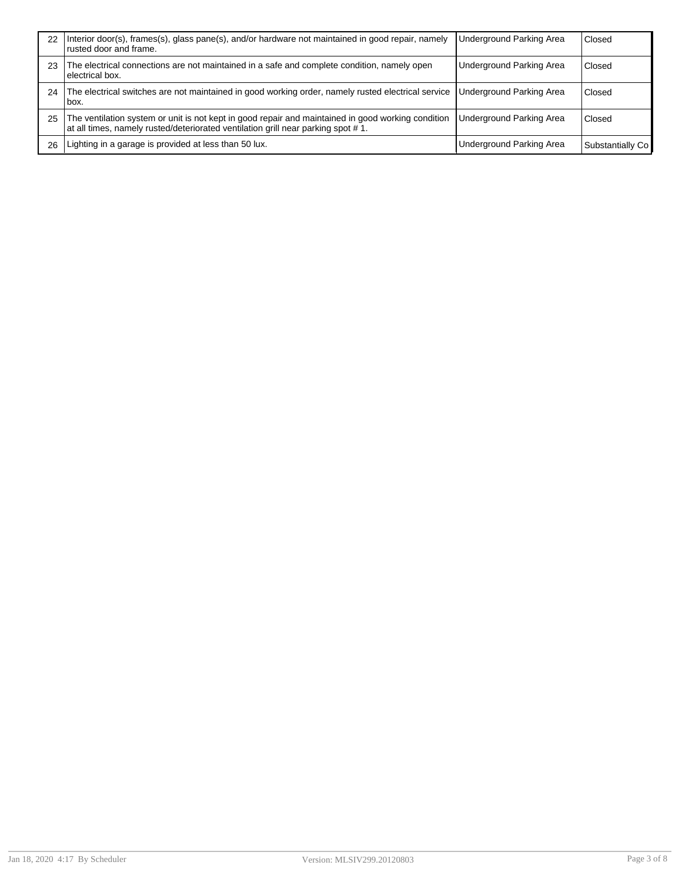| 22 | Interior door(s), frames(s), glass pane(s), and/or hardware not maintained in good repair, namely rusted door and frame. | Underground Parking Area | Closed |
|---|---|---|---|
| 23 | The electrical connections are not maintained in a safe and complete condition, namely open electrical box. | Underground Parking Area | Closed |
| 24 | The electrical switches are not maintained in good working order, namely rusted electrical service box. | Underground Parking Area | Closed |
| 25 | The ventilation system or unit is not kept in good repair and maintained in good working condition at all times, namely rusted/deteriorated ventilation grill near parking spot # 1. | Underground Parking Area | Closed |
| 26 | Lighting in a garage is provided at less than 50 lux. | Underground Parking Area | Substantially Co |

Jan 18, 2020 4:17 By Scheduler Version: MLSIV299.20120803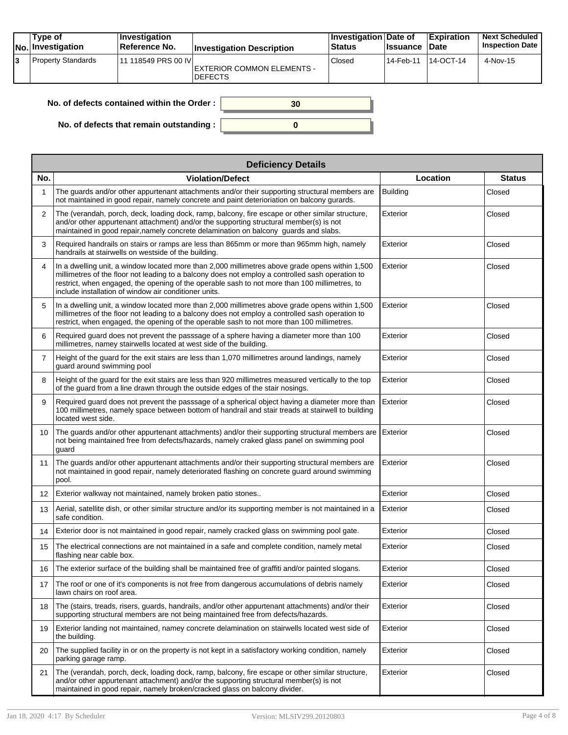| No. | Type of Investigation | Investigation Reference No. | Investigation Description | Investigation Status | Date of Issuance | Expiration Date | Next Scheduled Inspection Date |
|---|---|---|---|---|---|---|---|
| 3 | Property Standards | 11 118549 PRS 00 IV | EXTERIOR COMMON ELEMENTS - DEFECTS | Closed | 14-Feb-11 | 14-OCT-14 | 4-Nov-15 |

**No. of defects contained within the Order :** 30

**No. of defects that remain outstanding :** 0

| Deficiency Details | | | |
|---|---|---|---|
| **No.** | **Violation/Defect** | **Location** | **Status** |
| 1 | The guards and/or other appurtenant attachments and/or their supporting structural members are not maintained in good repair, namely concrete and paint deterioriation on balcony gurards. | Building | Closed |
| 2 | The (verandah, porch, deck, loading dock, ramp, balcony, fire escape or other similar structure, and/or other appurtenant attachment) and/or the supporting structural member(s) is not maintained in good repair,namely concrete delamination on balcony guards and slabs. | Exterior | Closed |
| 3 | Required handrails on stairs or ramps are less than 865mm or more than 965mm high, namely handrails at stairwells on westside of the building. | Exterior | Closed |
| 4 | In a dwelling unit, a window located more than 2,000 millimetres above grade opens within 1,500 millimetres of the floor not leading to a balcony does not employ a controlled sash operation to restrict, when engaged, the opening of the operable sash to not more than 100 millimetres, to include installation of window air conditioner units. | Exterior | Closed |
| 5 | In a dwelling unit, a window located more than 2,000 millimetres above grade opens within 1,500 millimetres of the floor not leading to a balcony does not employ a controlled sash operation to restrict, when engaged, the opening of the operable sash to not more than 100 millimetres. | Exterior | Closed |
| 6 | Required guard does not prevent the passsage of a sphere having a diameter more than 100 millimetres, namey stairwells located at west side of the building. | Exterior | Closed |
| 7 | Height of the guard for the exit stairs are less than 1,070 millimetres around landings, namely guard around swimming pool | Exterior | Closed |
| 8 | Height of the guard for the exit stairs are less than 920 millimetres measured vertically to the top of the guard from a line drawn through the outside edges of the stair nosings. | Exterior | Closed |
| 9 | Required guard does not prevent the passsage of a spherical object having a diameter more than 100 millimetres, namely space between bottom of handrail and stair treads at stairwell to building located west side. | Exterior | Closed |
| 10 | The guards and/or other appurtenant attachments) and/or their supporting structural members are not being maintained free from defects/hazards, namely craked glass panel on swimming pool guard | Exterior | Closed |
| 11 | The guards and/or other appurtenant attachments and/or their supporting structural members are not maintained in good repair, namely deteriorated flashing on concrete guard around swimming pool. | Exterior | Closed |
| 12 | Exterior walkway not maintained, namely broken patio stones.. | Exterior | Closed |
| 13 | Aerial, satellite dish, or other similar structure and/or its supporting member is not maintained in a safe condition. | Exterior | Closed |
| 14 | Exterior door is not maintained in good repair, namely cracked glass on swimming pool gate. | Exterior | Closed |
| 15 | The electrical connections are not maintained in a safe and complete condition, namely metal flashing near cable box. | Exterior | Closed |
| 16 | The exterior surface of the building shall be maintained free of graffiti and/or painted slogans. | Exterior | Closed |
| 17 | The roof or one of it's components is not free from dangerous accumulations of debris namely lawn chairs on roof area. | Exterior | Closed |
| 18 | The (stairs, treads, risers, guards, handrails, and/or other appurtenant attachments) and/or their supporting structural members are not being maintained free from defects/hazards. | Exterior | Closed |
| 19 | Exterior landing not maintained, namey concrete delamination on stairwells located west side of the building. | Exterior | Closed |
| 20 | The supplied facility in or on the property is not kept in a satisfactory working condition, namely parking garage ramp. | Exterior | Closed |
| 21 | The (verandah, porch, deck, loading dock, ramp, balcony, fire escape or other similar structure, and/or other appurtenant attachment) and/or the supporting structural member(s) is not maintained in good repair, namely broken/cracked glass on balcony divider. | Exterior | Closed |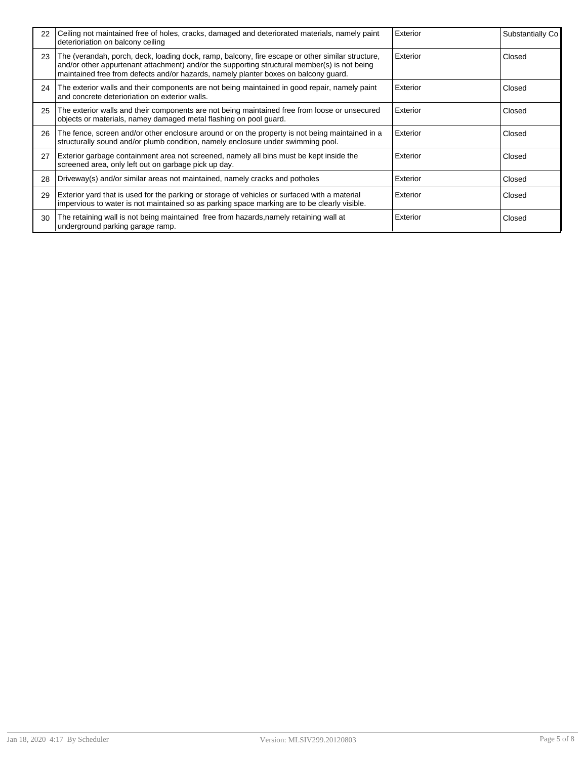| | | | |
|---|---|---|---|
| 22 | Ceiling not maintained free of holes, cracks, damaged and deteriorated materials, namely paint deterioriation on balcony ceiling | Exterior | Substantially Co |
| 23 | The (verandah, porch, deck, loading dock, ramp, balcony, fire escape or other similar structure, and/or other appurtenant attachment) and/or the supporting structural member(s) is not being maintained free from defects and/or hazards, namely planter boxes on balcony guard. | Exterior | Closed |
| 24 | The exterior walls and their components are not being maintained in good repair, namely paint and concrete deterioriation on exterior walls. | Exterior | Closed |
| 25 | The exterior walls and their components are not being maintained free from loose or unsecured objects or materials, namey damaged metal flashing on pool guard. | Exterior | Closed |
| 26 | The fence, screen and/or other enclosure around or on the property is not being maintained in a structurally sound and/or plumb condition, namely enclosure under swimming pool. | Exterior | Closed |
| 27 | Exterior garbage containment area not screened, namely all bins must be kept inside the screened area, only left out on garbage pick up day. | Exterior | Closed |
| 28 | Driveway(s) and/or similar areas not maintained, namely cracks and potholes | Exterior | Closed |
| 29 | Exterior yard that is used for the parking or storage of vehicles or surfaced with a material impervious to water is not maintained so as parking space marking are to be clearly visible. | Exterior | Closed |
| 30 | The retaining wall is not being maintained free from hazards,namely retaining wall at underground parking garage ramp. | Exterior | Closed |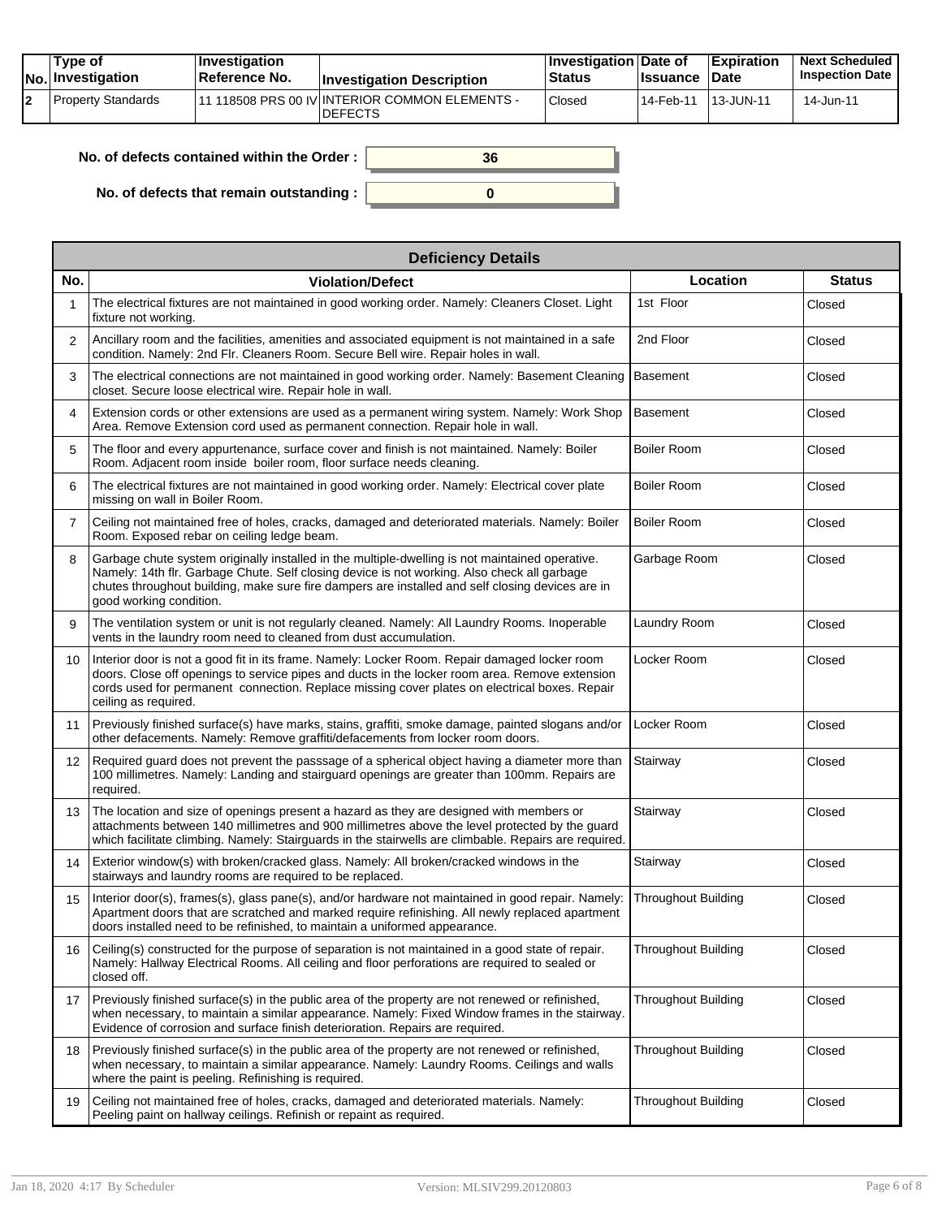| No. | Type of Investigation | Investigation Reference No. | Investigation Description | Investigation Status | Date of Issuance | Expiration Date | Next Scheduled Inspection Date |
|---|---|---|---|---|---|---|---|
| 2 | Property Standards | 11 118508 PRS 00 IV | INTERIOR COMMON ELEMENTS - DEFECTS | Closed | 14-Feb-11 | 13-JUN-11 | 14-Jun-11 |

**No. of defects contained within the Order :** 36

**No. of defects that remain outstanding :** 0

| Deficiency Details | | | |
|---|---|---|---|
| **No.** | **Violation/Defect** | **Location** | **Status** |
| 1 | The electrical fixtures are not maintained in good working order. Namely: Cleaners Closet. Light fixture not working. | 1st Floor | Closed |
| 2 | Ancillary room and the facilities, amenities and associated equipment is not maintained in a safe condition. Namely: 2nd Flr. Cleaners Room. Secure Bell wire. Repair holes in wall. | 2nd Floor | Closed |
| 3 | The electrical connections are not maintained in good working order. Namely: Basement Cleaning closet. Secure loose electrical wire. Repair hole in wall. | Basement | Closed |
| 4 | Extension cords or other extensions are used as a permanent wiring system. Namely: Work Shop Area. Remove Extension cord used as permanent connection. Repair hole in wall. | Basement | Closed |
| 5 | The floor and every appurtenance, surface cover and finish is not maintained. Namely: Boiler Room. Adjacent room inside boiler room, floor surface needs cleaning. | Boiler Room | Closed |
| 6 | The electrical fixtures are not maintained in good working order. Namely: Electrical cover plate missing on wall in Boiler Room. | Boiler Room | Closed |
| 7 | Ceiling not maintained free of holes, cracks, damaged and deteriorated materials. Namely: Boiler Room. Exposed rebar on ceiling ledge beam. | Boiler Room | Closed |
| 8 | Garbage chute system originally installed in the multiple-dwelling is not maintained operative. Namely: 14th flr. Garbage Chute. Self closing device is not working. Also check all garbage chutes throughout building, make sure fire dampers are installed and self closing devices are in good working condition. | Garbage Room | Closed |
| 9 | The ventilation system or unit is not regularly cleaned. Namely: All Laundry Rooms. Inoperable vents in the laundry room need to cleaned from dust accumulation. | Laundry Room | Closed |
| 10 | Interior door is not a good fit in its frame. Namely: Locker Room. Repair damaged locker room doors. Close off openings to service pipes and ducts in the locker room area. Remove extension cords used for permanent connection. Replace missing cover plates on electrical boxes. Repair ceiling as required. | Locker Room | Closed |
| 11 | Previously finished surface(s) have marks, stains, graffiti, smoke damage, painted slogans and/or other defacements. Namely: Remove graffiti/defacements from locker room doors. | Locker Room | Closed |
| 12 | Required guard does not prevent the passsage of a spherical object having a diameter more than 100 millimetres. Namely: Landing and stairguard openings are greater than 100mm. Repairs are required. | Stairway | Closed |
| 13 | The location and size of openings present a hazard as they are designed with members or attachments between 140 millimetres and 900 millimetres above the level protected by the guard which facilitate climbing. Namely: Stairguards in the stairwells are climbable. Repairs are required. | Stairway | Closed |
| 14 | Exterior window(s) with broken/cracked glass. Namely: All broken/cracked windows in the stairways and laundry rooms are required to be replaced. | Stairway | Closed |
| 15 | Interior door(s), frames(s), glass pane(s), and/or hardware not maintained in good repair. Namely: Apartment doors that are scratched and marked require refinishing. All newly replaced apartment doors installed need to be refinished, to maintain a uniformed appearance. | Throughout Building | Closed |
| 16 | Ceiling(s) constructed for the purpose of separation is not maintained in a good state of repair. Namely: Hallway Electrical Rooms. All ceiling and floor perforations are required to sealed or closed off. | Throughout Building | Closed |
| 17 | Previously finished surface(s) in the public area of the property are not renewed or refinished, when necessary, to maintain a similar appearance. Namely: Fixed Window frames in the stairway. Evidence of corrosion and surface finish deterioration. Repairs are required. | Throughout Building | Closed |
| 18 | Previously finished surface(s) in the public area of the property are not renewed or refinished, when necessary, to maintain a similar appearance. Namely: Laundry Rooms. Ceilings and walls where the paint is peeling. Refinishing is required. | Throughout Building | Closed |
| 19 | Ceiling not maintained free of holes, cracks, damaged and deteriorated materials. Namely: Peeling paint on hallway ceilings. Refinish or repaint as required. | Throughout Building | Closed |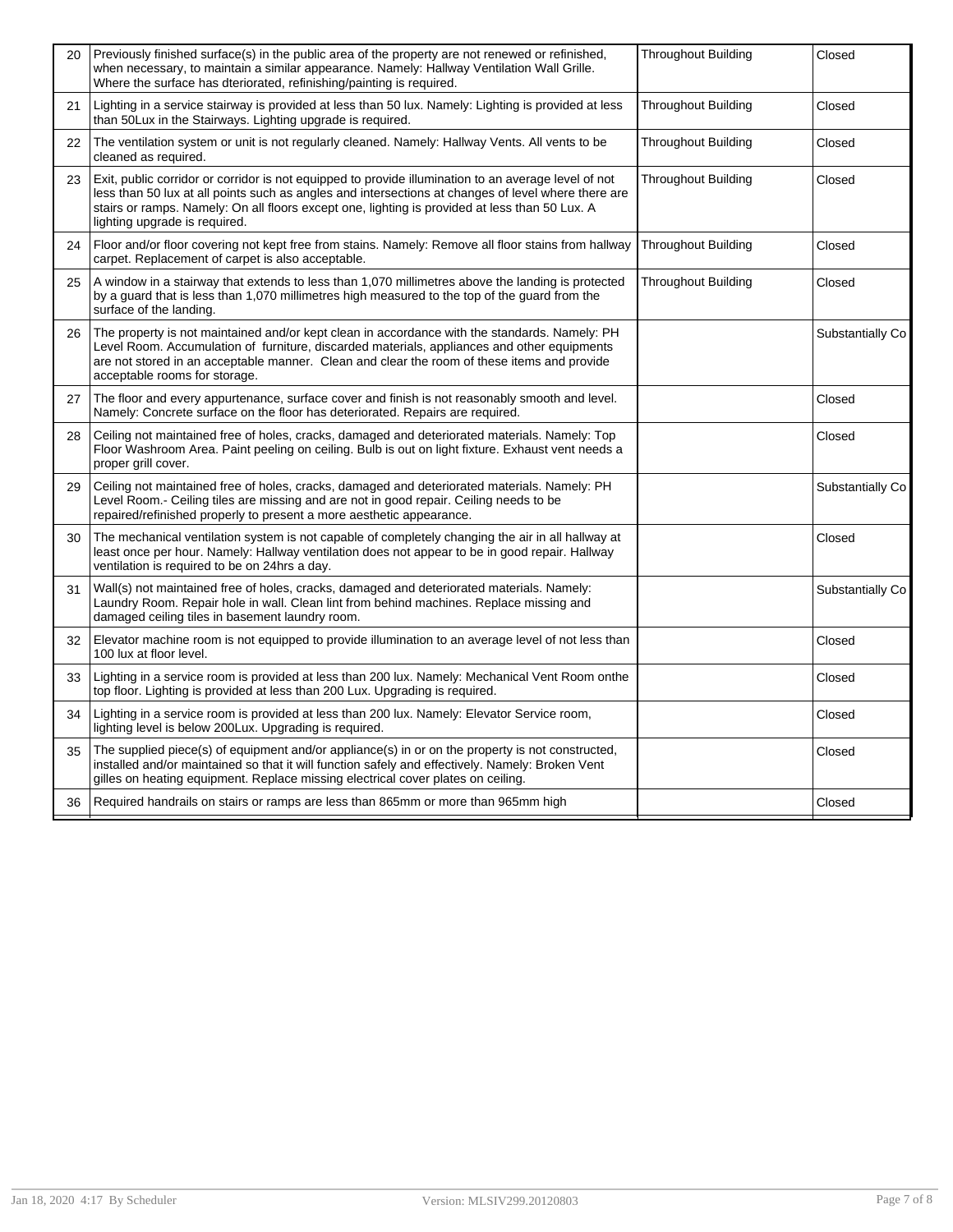| | | | |
|---|---|---|---|
| 20 | Previously finished surface(s) in the public area of the property are not renewed or refinished, when necessary, to maintain a similar appearance. Namely: Hallway Ventilation Wall Grille. Where the surface has dteriorated, refinishing/painting is required. | Throughout Building | Closed |
| 21 | Lighting in a service stairway is provided at less than 50 lux. Namely: Lighting is provided at less than 50Lux in the Stairways. Lighting upgrade is required. | Throughout Building | Closed |
| 22 | The ventilation system or unit is not regularly cleaned. Namely: Hallway Vents. All vents to be cleaned as required. | Throughout Building | Closed |
| 23 | Exit, public corridor or corridor is not equipped to provide illumination to an average level of not less than 50 lux at all points such as angles and intersections at changes of level where there are stairs or ramps. Namely: On all floors except one, lighting is provided at less than 50 Lux. A lighting upgrade is required. | Throughout Building | Closed |
| 24 | Floor and/or floor covering not kept free from stains. Namely: Remove all floor stains from hallway carpet. Replacement of carpet is also acceptable. | Throughout Building | Closed |
| 25 | A window in a stairway that extends to less than 1,070 millimetres above the landing is protected by a guard that is less than 1,070 millimetres high measured to the top of the guard from the surface of the landing. | Throughout Building | Closed |
| 26 | The property is not maintained and/or kept clean in accordance with the standards. Namely: PH Level Room. Accumulation of furniture, discarded materials, appliances and other equipments are not stored in an acceptable manner. Clean and clear the room of these items and provide acceptable rooms for storage. | | Substantially Co |
| 27 | The floor and every appurtenance, surface cover and finish is not reasonably smooth and level. Namely: Concrete surface on the floor has deteriorated. Repairs are required. | | Closed |
| 28 | Ceiling not maintained free of holes, cracks, damaged and deteriorated materials. Namely: Top Floor Washroom Area. Paint peeling on ceiling. Bulb is out on light fixture. Exhaust vent needs a proper grill cover. | | Closed |
| 29 | Ceiling not maintained free of holes, cracks, damaged and deteriorated materials. Namely: PH Level Room.- Ceiling tiles are missing and are not in good repair. Ceiling needs to be repaired/refinished properly to present a more aesthetic appearance. | | Substantially Co |
| 30 | The mechanical ventilation system is not capable of completely changing the air in all hallway at least once per hour. Namely: Hallway ventilation does not appear to be in good repair. Hallway ventilation is required to be on 24hrs a day. | | Closed |
| 31 | Wall(s) not maintained free of holes, cracks, damaged and deteriorated materials. Namely: Laundry Room. Repair hole in wall. Clean lint from behind machines. Replace missing and damaged ceiling tiles in basement laundry room. | | Substantially Co |
| 32 | Elevator machine room is not equipped to provide illumination to an average level of not less than 100 lux at floor level. | | Closed |
| 33 | Lighting in a service room is provided at less than 200 lux. Namely: Mechanical Vent Room onthe top floor. Lighting is provided at less than 200 Lux. Upgrading is required. | | Closed |
| 34 | Lighting in a service room is provided at less than 200 lux. Namely: Elevator Service room, lighting level is below 200Lux. Upgrading is required. | | Closed |
| 35 | The supplied piece(s) of equipment and/or appliance(s) in or on the property is not constructed, installed and/or maintained so that it will function safely and effectively. Namely: Broken Vent gilles on heating equipment. Replace missing electrical cover plates on ceiling. | | Closed |
| 36 | Required handrails on stairs or ramps are less than 865mm or more than 965mm high | | Closed |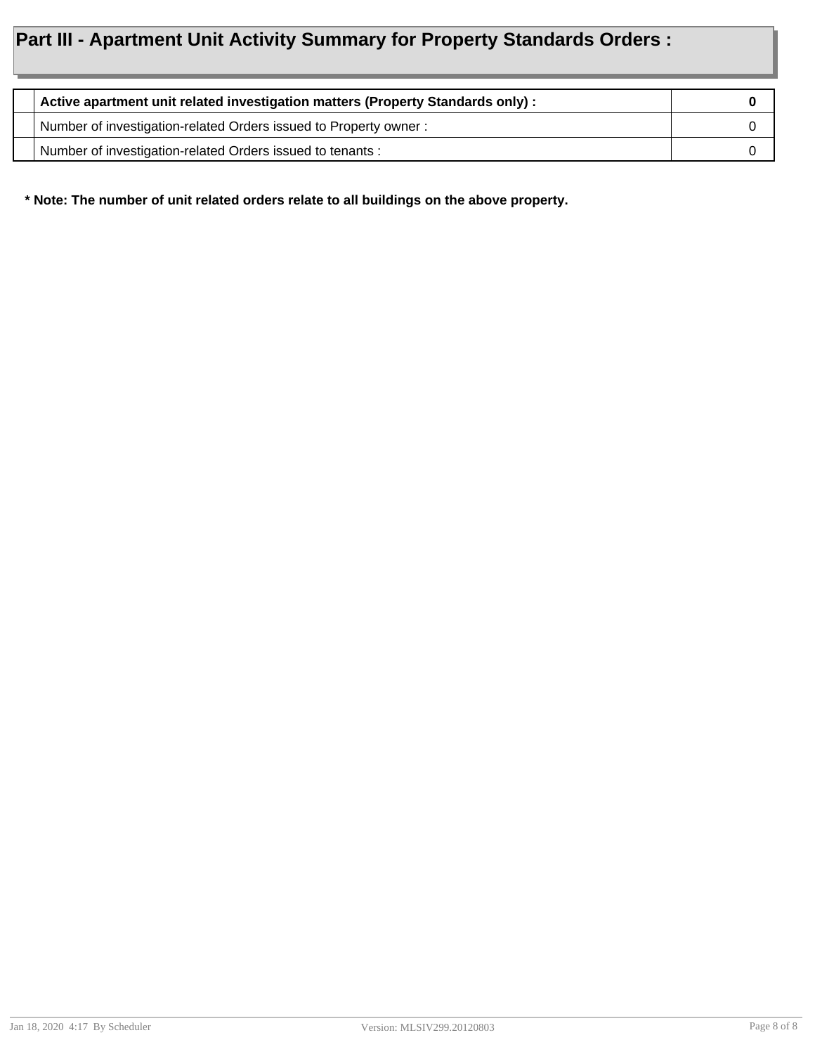## Part III - Apartment Unit Activity Summary for Property Standards Orders :

| | | |
|---|---|---|
| | **Active apartment unit related investigation matters (Property Standards only) :** | **0** |
| | Number of investigation-related Orders issued to Property owner : | 0 |
| | Number of investigation-related Orders issued to tenants : | 0 |

**\* Note: The number of unit related orders relate to all buildings on the above property.**